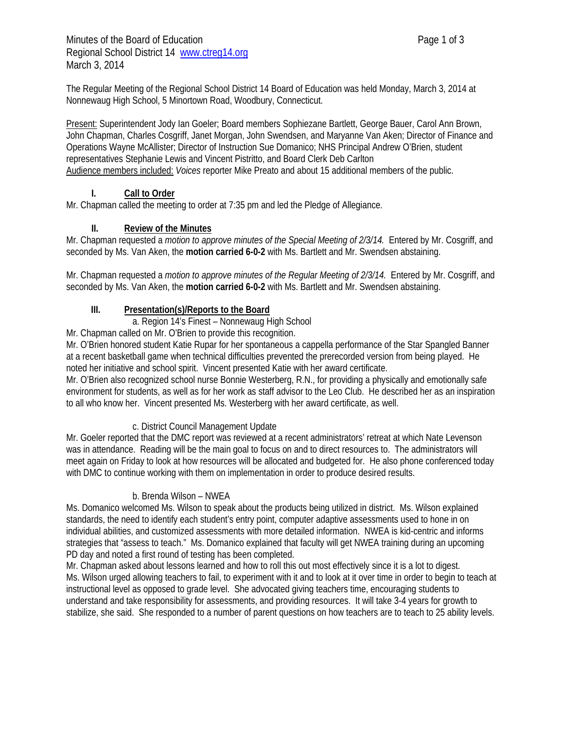Minutes of the Board of Education
Regional School District 14 www.ctreg14.org
March 3, 2014

The Regular Meeting of the Regional School District 14 Board of Education was held Monday, March 3, 2014 at Nonnewaug High School, 5 Minortown Road, Woodbury, Connecticut.

Present: Superintendent Jody Ian Goeler; Board members Sophiezane Bartlett, George Bauer, Carol Ann Brown, John Chapman, Charles Cosgriff, Janet Morgan, John Swendsen, and Maryanne Van Aken; Director of Finance and Operations Wayne McAllister; Director of Instruction Sue Domanico; NHS Principal Andrew O'Brien, student representatives Stephanie Lewis and Vincent Pistritto, and Board Clerk Deb Carlton
Audience members included: *Voices* reporter Mike Preato and about 15 additional members of the public.

## I. Call to Order

Mr. Chapman called the meeting to order at 7:35 pm and led the Pledge of Allegiance.

## II. Review of the Minutes

Mr. Chapman requested a *motion to approve minutes of the Special Meeting of 2/3/14.* Entered by Mr. Cosgriff, and seconded by Ms. Van Aken, the **motion carried 6-0-2** with Ms. Bartlett and Mr. Swendsen abstaining.

Mr. Chapman requested a *motion to approve minutes of the Regular Meeting of 2/3/14.* Entered by Mr. Cosgriff, and seconded by Ms. Van Aken, the **motion carried 6-0-2** with Ms. Bartlett and Mr. Swendsen abstaining.

## III. Presentation(s)/Reports to the Board

a. Region 14's Finest – Nonnewaug High School

Mr. Chapman called on Mr. O'Brien to provide this recognition.
Mr. O'Brien honored student Katie Rupar for her spontaneous a cappella performance of the Star Spangled Banner at a recent basketball game when technical difficulties prevented the prerecorded version from being played. He noted her initiative and school spirit. Vincent presented Katie with her award certificate.
Mr. O'Brien also recognized school nurse Bonnie Westerberg, R.N., for providing a physically and emotionally safe environment for students, as well as for her work as staff advisor to the Leo Club. He described her as an inspiration to all who know her. Vincent presented Ms. Westerberg with her award certificate, as well.

c. District Council Management Update

Mr. Goeler reported that the DMC report was reviewed at a recent administrators' retreat at which Nate Levenson was in attendance. Reading will be the main goal to focus on and to direct resources to. The administrators will meet again on Friday to look at how resources will be allocated and budgeted for. He also phone conferenced today with DMC to continue working with them on implementation in order to produce desired results.

b. Brenda Wilson – NWEA

Ms. Domanico welcomed Ms. Wilson to speak about the products being utilized in district. Ms. Wilson explained standards, the need to identify each student's entry point, computer adaptive assessments used to hone in on individual abilities, and customized assessments with more detailed information. NWEA is kid-centric and informs strategies that "assess to teach." Ms. Domanico explained that faculty will get NWEA training during an upcoming PD day and noted a first round of testing has been completed.
Mr. Chapman asked about lessons learned and how to roll this out most effectively since it is a lot to digest.
Ms. Wilson urged allowing teachers to fail, to experiment with it and to look at it over time in order to begin to teach at instructional level as opposed to grade level. She advocated giving teachers time, encouraging students to understand and take responsibility for assessments, and providing resources. It will take 3-4 years for growth to stabilize, she said. She responded to a number of parent questions on how teachers are to teach to 25 ability levels.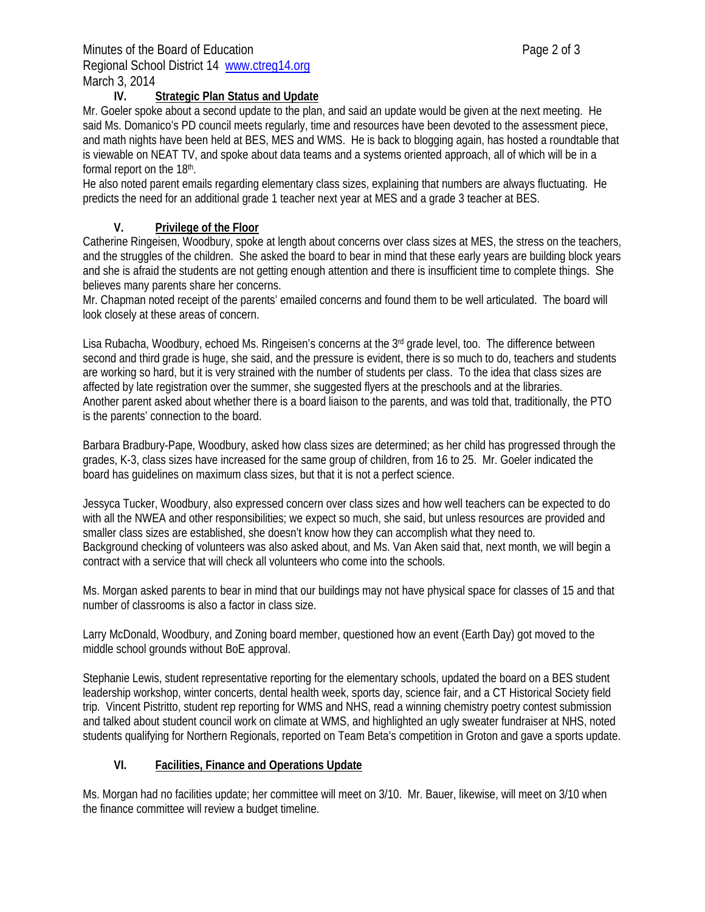## IV. Strategic Plan Status and Update

Mr. Goeler spoke about a second update to the plan, and said an update would be given at the next meeting. He said Ms. Domanico's PD council meets regularly, time and resources have been devoted to the assessment piece, and math nights have been held at BES, MES and WMS. He is back to blogging again, has hosted a roundtable that is viewable on NEAT TV, and spoke about data teams and a systems oriented approach, all of which will be in a formal report on the 18th.

He also noted parent emails regarding elementary class sizes, explaining that numbers are always fluctuating. He predicts the need for an additional grade 1 teacher next year at MES and a grade 3 teacher at BES.

## V. Privilege of the Floor

Catherine Ringeisen, Woodbury, spoke at length about concerns over class sizes at MES, the stress on the teachers, and the struggles of the children. She asked the board to bear in mind that these early years are building block years and she is afraid the students are not getting enough attention and there is insufficient time to complete things. She believes many parents share her concerns.

Mr. Chapman noted receipt of the parents' emailed concerns and found them to be well articulated. The board will look closely at these areas of concern.

Lisa Rubacha, Woodbury, echoed Ms. Ringeisen's concerns at the 3rd grade level, too. The difference between second and third grade is huge, she said, and the pressure is evident, there is so much to do, teachers and students are working so hard, but it is very strained with the number of students per class. To the idea that class sizes are affected by late registration over the summer, she suggested flyers at the preschools and at the libraries.

Another parent asked about whether there is a board liaison to the parents, and was told that, traditionally, the PTO is the parents' connection to the board.

Barbara Bradbury-Pape, Woodbury, asked how class sizes are determined; as her child has progressed through the grades, K-3, class sizes have increased for the same group of children, from 16 to 25. Mr. Goeler indicated the board has guidelines on maximum class sizes, but that it is not a perfect science.

Jessyca Tucker, Woodbury, also expressed concern over class sizes and how well teachers can be expected to do with all the NWEA and other responsibilities; we expect so much, she said, but unless resources are provided and smaller class sizes are established, she doesn't know how they can accomplish what they need to.

Background checking of volunteers was also asked about, and Ms. Van Aken said that, next month, we will begin a contract with a service that will check all volunteers who come into the schools.

Ms. Morgan asked parents to bear in mind that our buildings may not have physical space for classes of 15 and that number of classrooms is also a factor in class size.

Larry McDonald, Woodbury, and Zoning board member, questioned how an event (Earth Day) got moved to the middle school grounds without BoE approval.

Stephanie Lewis, student representative reporting for the elementary schools, updated the board on a BES student leadership workshop, winter concerts, dental health week, sports day, science fair, and a CT Historical Society field trip. Vincent Pistritto, student rep reporting for WMS and NHS, read a winning chemistry poetry contest submission and talked about student council work on climate at WMS, and highlighted an ugly sweater fundraiser at NHS, noted students qualifying for Northern Regionals, reported on Team Beta's competition in Groton and gave a sports update.

## VI. Facilities, Finance and Operations Update

Ms. Morgan had no facilities update; her committee will meet on 3/10. Mr. Bauer, likewise, will meet on 3/10 when the finance committee will review a budget timeline.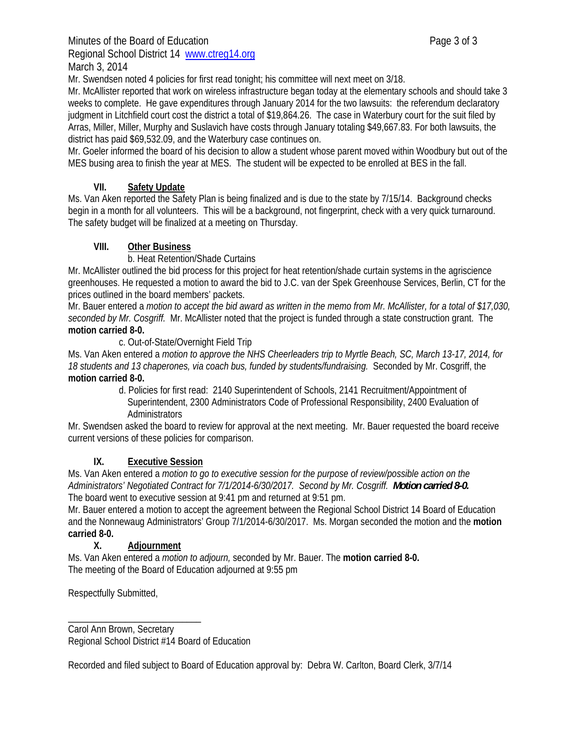Mr. Swendsen noted 4 policies for first read tonight; his committee will next meet on 3/18.

Mr. McAllister reported that work on wireless infrastructure began today at the elementary schools and should take 3 weeks to complete. He gave expenditures through January 2014 for the two lawsuits: the referendum declaratory judgment in Litchfield court cost the district a total of $19,864.26. The case in Waterbury court for the suit filed by Arras, Miller, Miller, Murphy and Suslavich have costs through January totaling $49,667.83. For both lawsuits, the district has paid $69,532.09, and the Waterbury case continues on.

Mr. Goeler informed the board of his decision to allow a student whose parent moved within Woodbury but out of the MES busing area to finish the year at MES. The student will be expected to be enrolled at BES in the fall.

## VII. Safety Update

Ms. Van Aken reported the Safety Plan is being finalized and is due to the state by 7/15/14. Background checks begin in a month for all volunteers. This will be a background, not fingerprint, check with a very quick turnaround. The safety budget will be finalized at a meeting on Thursday.

## VIII. Other Business

b. Heat Retention/Shade Curtains

Mr. McAllister outlined the bid process for this project for heat retention/shade curtain systems in the agriscience greenhouses. He requested a motion to award the bid to J.C. van der Spek Greenhouse Services, Berlin, CT for the prices outlined in the board members' packets.

Mr. Bauer entered a *motion to accept the bid award as written in the memo from Mr. McAllister, for a total of $17,030, seconded by Mr. Cosgriff.* Mr. McAllister noted that the project is funded through a state construction grant. The **motion carried 8-0.**

c. Out-of-State/Overnight Field Trip

Ms. Van Aken entered a *motion to approve the NHS Cheerleaders trip to Myrtle Beach, SC, March 13-17, 2014, for 18 students and 13 chaperones, via coach bus, funded by students/fundraising.* Seconded by Mr. Cosgriff, the **motion carried 8-0.**

d. Policies for first read: 2140 Superintendent of Schools, 2141 Recruitment/Appointment of Superintendent, 2300 Administrators Code of Professional Responsibility, 2400 Evaluation of Administrators

Mr. Swendsen asked the board to review for approval at the next meeting. Mr. Bauer requested the board receive current versions of these policies for comparison.

## IX. Executive Session

Ms. Van Aken entered a *motion to go to executive session for the purpose of review/possible action on the Administrators' Negotiated Contract for 7/1/2014-6/30/2017. Second by Mr. Cosgriff.* ***Motion carried 8-0.***

The board went to executive session at 9:41 pm and returned at 9:51 pm.

Mr. Bauer entered a motion to accept the agreement between the Regional School District 14 Board of Education and the Nonnewaug Administrators' Group 7/1/2014-6/30/2017. Ms. Morgan seconded the motion and the **motion carried 8-0.**

## X. Adjournment

Ms. Van Aken entered a *motion to adjourn,* seconded by Mr. Bauer. The **motion carried 8-0.**

The meeting of the Board of Education adjourned at 9:55 pm

Respectfully Submitted,

\_\_\_\_\_\_\_\_\_\_\_\_\_\_\_\_\_\_\_\_\_\_\_\_\_\_\_\_

Carol Ann Brown, Secretary
Regional School District #14 Board of Education

Recorded and filed subject to Board of Education approval by: Debra W. Carlton, Board Clerk, 3/7/14